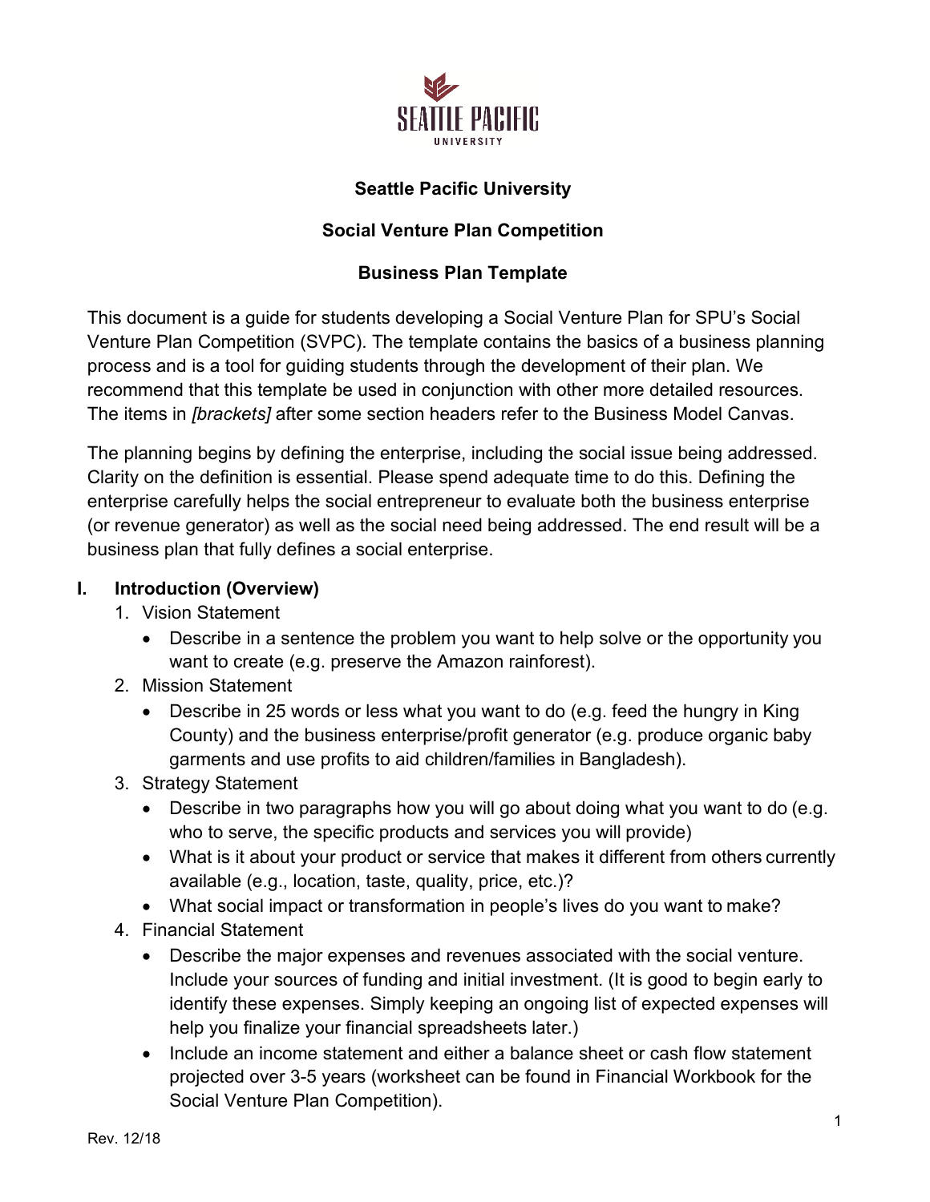**Seattle Pacific University**

**Social Venture Plan Competition**

**Business Plan Template**

This document is a guide for students developing a Social Venture Plan for SPU's Social Venture Plan Competition (SVPC). The template contains the basics of a business planning process and is a tool for guiding students through the development of their plan. We recommend that this template be used in conjunction with other more detailed resources. The items in *[brackets]* after some section headers refer to the Business Model Canvas.

The planning begins by defining the enterprise, including the social issue being addressed. Clarity on the definition is essential. Please spend adequate time to do this. Defining the enterprise carefully helps the social entrepreneur to evaluate both the business enterprise (or revenue generator) as well as the social need being addressed. The end result will be a business plan that fully defines a social enterprise.

## I. Introduction (Overview)

1. Vision Statement
   - Describe in a sentence the problem you want to help solve or the opportunity you want to create (e.g. preserve the Amazon rainforest).
2. Mission Statement
   - Describe in 25 words or less what you want to do (e.g. feed the hungry in King County) and the business enterprise/profit generator (e.g. produce organic baby garments and use profits to aid children/families in Bangladesh).
3. Strategy Statement
   - Describe in two paragraphs how you will go about doing what you want to do (e.g. who to serve, the specific products and services you will provide)
   - What is it about your product or service that makes it different from others currently available (e.g., location, taste, quality, price, etc.)?
   - What social impact or transformation in people's lives do you want to make?
4. Financial Statement
   - Describe the major expenses and revenues associated with the social venture. Include your sources of funding and initial investment. (It is good to begin early to identify these expenses. Simply keeping an ongoing list of expected expenses will help you finalize your financial spreadsheets later.)
   - Include an income statement and either a balance sheet or cash flow statement projected over 3-5 years (worksheet can be found in Financial Workbook for the Social Venture Plan Competition).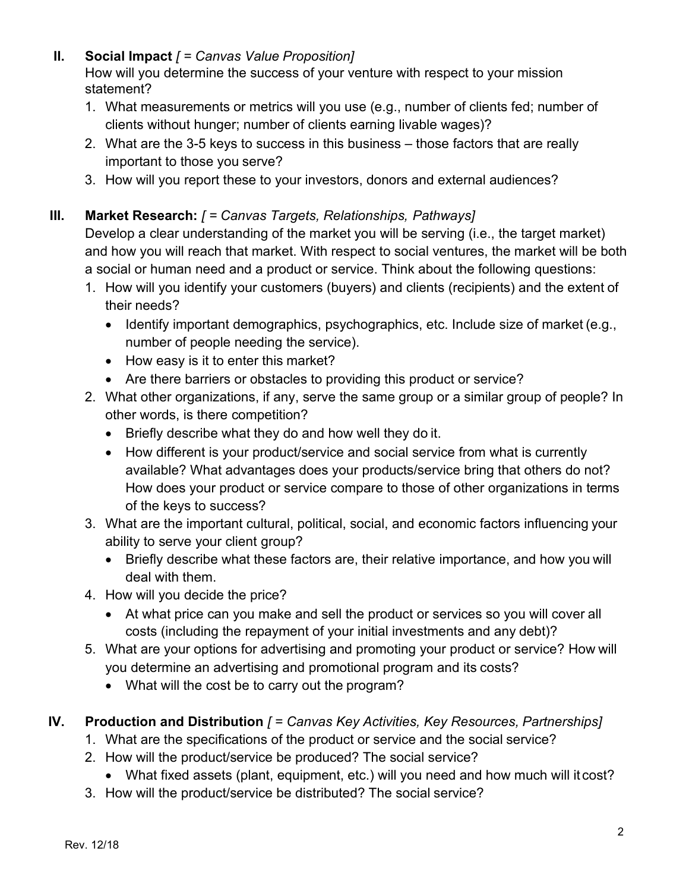## II. Social Impact *[ = Canvas Value Proposition]*

How will you determine the success of your venture with respect to your mission statement?

1. What measurements or metrics will you use (e.g., number of clients fed; number of clients without hunger; number of clients earning livable wages)?
2. What are the 3-5 keys to success in this business – those factors that are really important to those you serve?
3. How will you report these to your investors, donors and external audiences?

## III. Market Research: *[ = Canvas Targets, Relationships, Pathways]*

Develop a clear understanding of the market you will be serving (i.e., the target market) and how you will reach that market. With respect to social ventures, the market will be both a social or human need and a product or service. Think about the following questions:

1. How will you identify your customers (buyers) and clients (recipients) and the extent of their needs?
   - Identify important demographics, psychographics, etc. Include size of market (e.g., number of people needing the service).
   - How easy is it to enter this market?
   - Are there barriers or obstacles to providing this product or service?
2. What other organizations, if any, serve the same group or a similar group of people? In other words, is there competition?
   - Briefly describe what they do and how well they do it.
   - How different is your product/service and social service from what is currently available? What advantages does your products/service bring that others do not? How does your product or service compare to those of other organizations in terms of the keys to success?
3. What are the important cultural, political, social, and economic factors influencing your ability to serve your client group?
   - Briefly describe what these factors are, their relative importance, and how you will deal with them.
4. How will you decide the price?
   - At what price can you make and sell the product or services so you will cover all costs (including the repayment of your initial investments and any debt)?
5. What are your options for advertising and promoting your product or service? How will you determine an advertising and promotional program and its costs?
   - What will the cost be to carry out the program?

## IV. Production and Distribution *[ = Canvas Key Activities, Key Resources, Partnerships]*

1. What are the specifications of the product or service and the social service?
2. How will the product/service be produced? The social service?
   - What fixed assets (plant, equipment, etc.) will you need and how much will it cost?
3. How will the product/service be distributed? The social service?

Rev. 12/18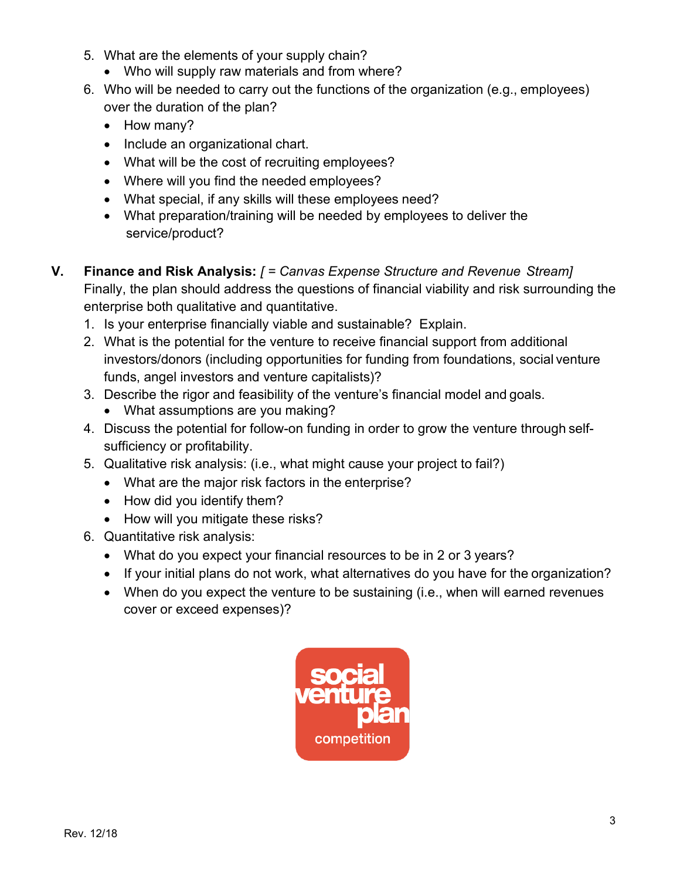5. What are the elements of your supply chain?
   - Who will supply raw materials and from where?
6. Who will be needed to carry out the functions of the organization (e.g., employees) over the duration of the plan?
   - How many?
   - Include an organizational chart.
   - What will be the cost of recruiting employees?
   - Where will you find the needed employees?
   - What special, if any skills will these employees need?
   - What preparation/training will be needed by employees to deliver the service/product?

## V. Finance and Risk Analysis: *[ = Canvas Expense Structure and Revenue Stream]*

Finally, the plan should address the questions of financial viability and risk surrounding the enterprise both qualitative and quantitative.

1. Is your enterprise financially viable and sustainable? Explain.
2. What is the potential for the venture to receive financial support from additional investors/donors (including opportunities for funding from foundations, social venture funds, angel investors and venture capitalists)?
3. Describe the rigor and feasibility of the venture's financial model and goals.
   - What assumptions are you making?
4. Discuss the potential for follow-on funding in order to grow the venture through self-sufficiency or profitability.
5. Qualitative risk analysis: (i.e., what might cause your project to fail?)
   - What are the major risk factors in the enterprise?
   - How did you identify them?
   - How will you mitigate these risks?
6. Quantitative risk analysis:
   - What do you expect your financial resources to be in 2 or 3 years?
   - If your initial plans do not work, what alternatives do you have for the organization?
   - When do you expect the venture to be sustaining (i.e., when will earned revenues cover or exceed expenses)?

social venture plan competition

Rev. 12/18